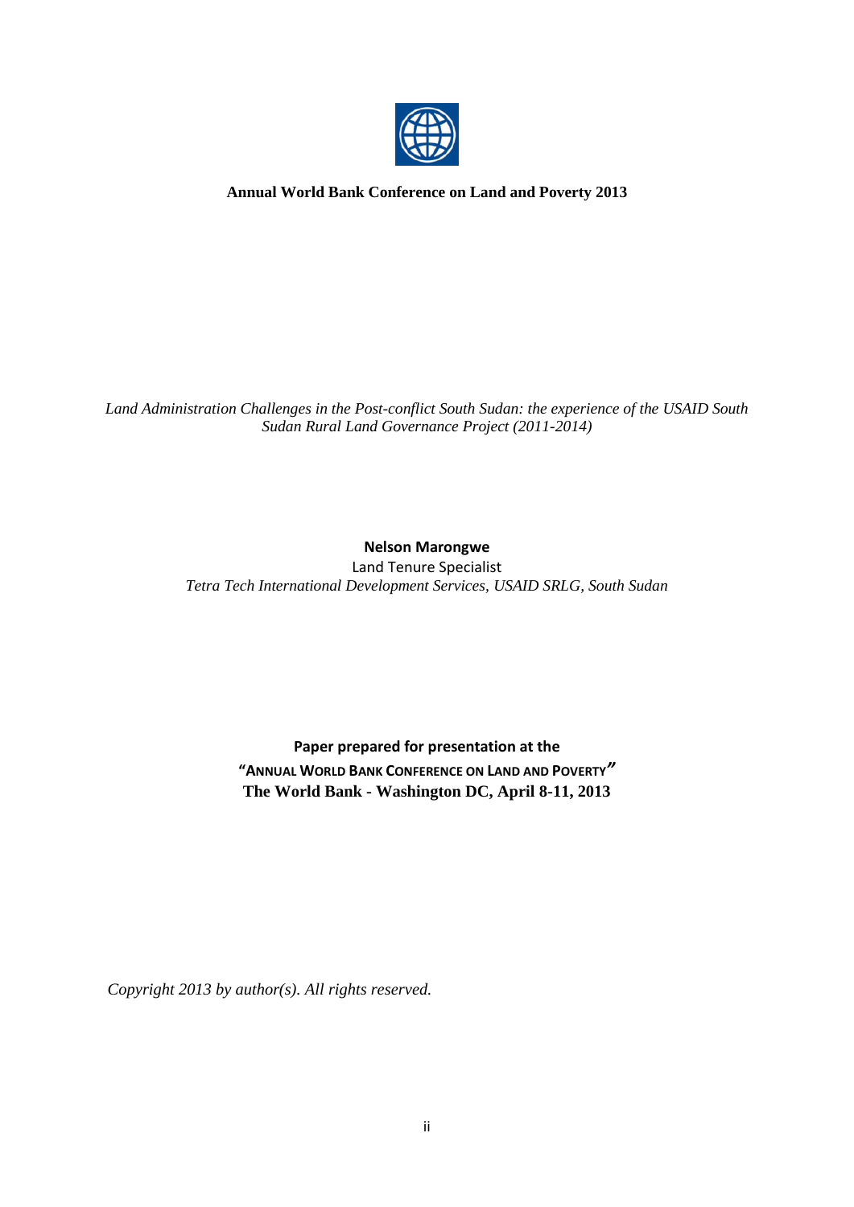**Annual World Bank Conference on Land and Poverty 2013**

*Land Administration Challenges in the Post-conflict South Sudan: the experience of the USAID South Sudan Rural Land Governance Project (2011-2014)*

**Nelson Marongwe**

Land Tenure Specialist

*Tetra Tech International Development Services, USAID SRLG, South Sudan*

**Paper prepared for presentation at the**

**"ANNUAL WORLD BANK CONFERENCE ON LAND AND POVERTY"**

**The World Bank - Washington DC, April 8-11, 2013**

*Copyright 2013 by author(s). All rights reserved.*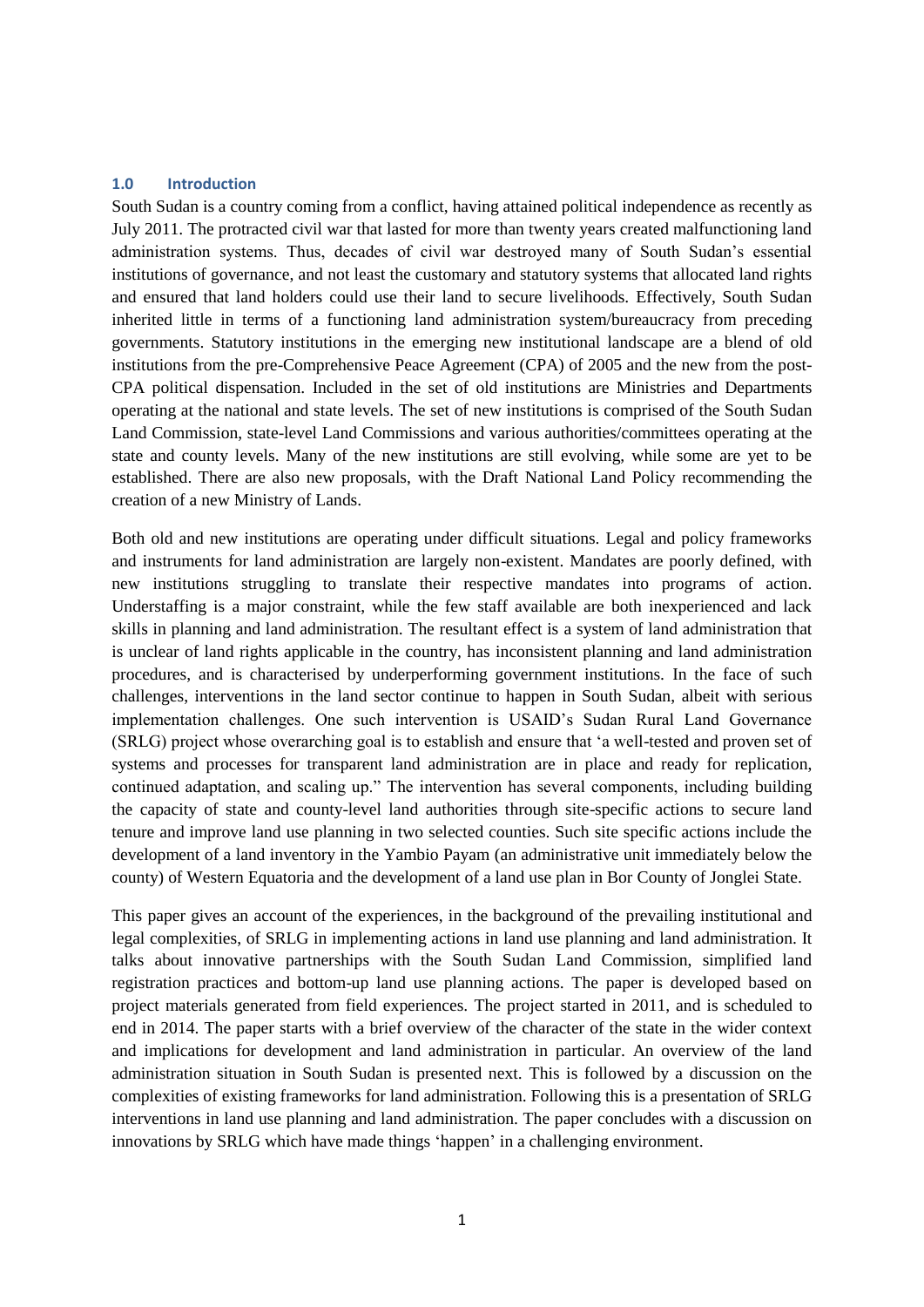## 1.0 Introduction

South Sudan is a country coming from a conflict, having attained political independence as recently as July 2011. The protracted civil war that lasted for more than twenty years created malfunctioning land administration systems. Thus, decades of civil war destroyed many of South Sudan's essential institutions of governance, and not least the customary and statutory systems that allocated land rights and ensured that land holders could use their land to secure livelihoods. Effectively, South Sudan inherited little in terms of a functioning land administration system/bureaucracy from preceding governments. Statutory institutions in the emerging new institutional landscape are a blend of old institutions from the pre-Comprehensive Peace Agreement (CPA) of 2005 and the new from the post-CPA political dispensation. Included in the set of old institutions are Ministries and Departments operating at the national and state levels. The set of new institutions is comprised of the South Sudan Land Commission, state-level Land Commissions and various authorities/committees operating at the state and county levels. Many of the new institutions are still evolving, while some are yet to be established. There are also new proposals, with the Draft National Land Policy recommending the creation of a new Ministry of Lands.

Both old and new institutions are operating under difficult situations. Legal and policy frameworks and instruments for land administration are largely non-existent. Mandates are poorly defined, with new institutions struggling to translate their respective mandates into programs of action. Understaffing is a major constraint, while the few staff available are both inexperienced and lack skills in planning and land administration. The resultant effect is a system of land administration that is unclear of land rights applicable in the country, has inconsistent planning and land administration procedures, and is characterised by underperforming government institutions. In the face of such challenges, interventions in the land sector continue to happen in South Sudan, albeit with serious implementation challenges. One such intervention is USAID's Sudan Rural Land Governance (SRLG) project whose overarching goal is to establish and ensure that 'a well-tested and proven set of systems and processes for transparent land administration are in place and ready for replication, continued adaptation, and scaling up." The intervention has several components, including building the capacity of state and county-level land authorities through site-specific actions to secure land tenure and improve land use planning in two selected counties. Such site specific actions include the development of a land inventory in the Yambio Payam (an administrative unit immediately below the county) of Western Equatoria and the development of a land use plan in Bor County of Jonglei State.

This paper gives an account of the experiences, in the background of the prevailing institutional and legal complexities, of SRLG in implementing actions in land use planning and land administration. It talks about innovative partnerships with the South Sudan Land Commission, simplified land registration practices and bottom-up land use planning actions. The paper is developed based on project materials generated from field experiences. The project started in 2011, and is scheduled to end in 2014. The paper starts with a brief overview of the character of the state in the wider context and implications for development and land administration in particular. An overview of the land administration situation in South Sudan is presented next. This is followed by a discussion on the complexities of existing frameworks for land administration. Following this is a presentation of SRLG interventions in land use planning and land administration. The paper concludes with a discussion on innovations by SRLG which have made things 'happen' in a challenging environment.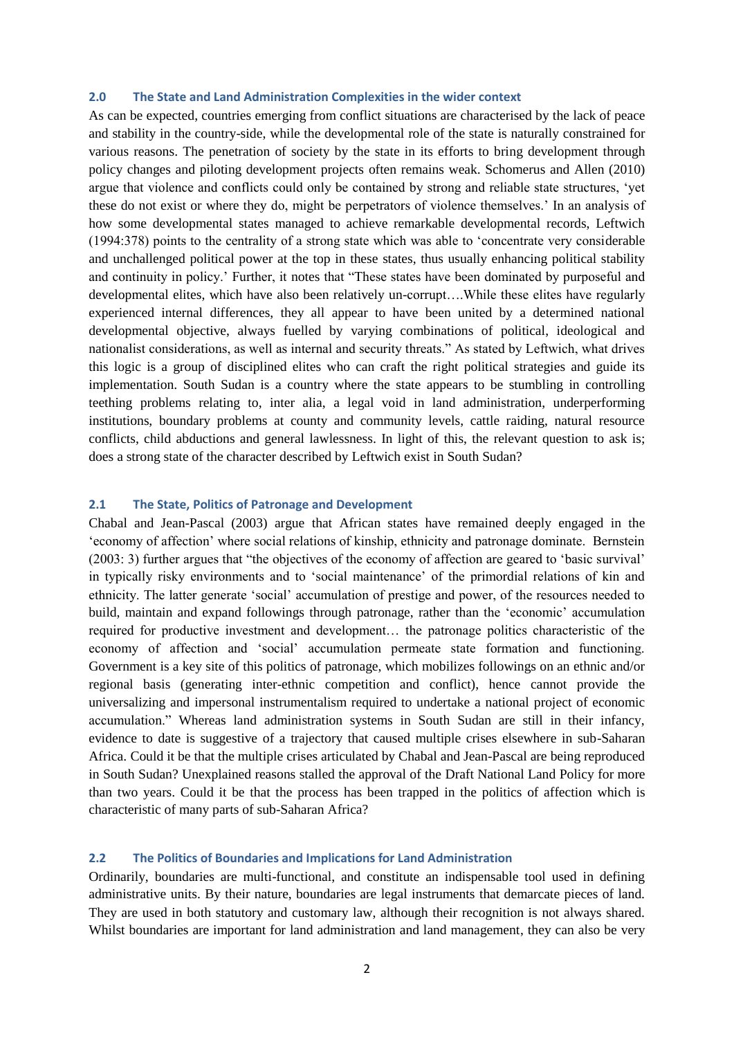## 2.0 The State and Land Administration Complexities in the wider context

As can be expected, countries emerging from conflict situations are characterised by the lack of peace and stability in the country-side, while the developmental role of the state is naturally constrained for various reasons. The penetration of society by the state in its efforts to bring development through policy changes and piloting development projects often remains weak. Schomerus and Allen (2010) argue that violence and conflicts could only be contained by strong and reliable state structures, 'yet these do not exist or where they do, might be perpetrators of violence themselves.' In an analysis of how some developmental states managed to achieve remarkable developmental records, Leftwich (1994:378) points to the centrality of a strong state which was able to 'concentrate very considerable and unchallenged political power at the top in these states, thus usually enhancing political stability and continuity in policy.' Further, it notes that "These states have been dominated by purposeful and developmental elites, which have also been relatively un-corrupt….While these elites have regularly experienced internal differences, they all appear to have been united by a determined national developmental objective, always fuelled by varying combinations of political, ideological and nationalist considerations, as well as internal and security threats." As stated by Leftwich, what drives this logic is a group of disciplined elites who can craft the right political strategies and guide its implementation. South Sudan is a country where the state appears to be stumbling in controlling teething problems relating to, inter alia, a legal void in land administration, underperforming institutions, boundary problems at county and community levels, cattle raiding, natural resource conflicts, child abductions and general lawlessness. In light of this, the relevant question to ask is; does a strong state of the character described by Leftwich exist in South Sudan?

## 2.1 The State, Politics of Patronage and Development

Chabal and Jean-Pascal (2003) argue that African states have remained deeply engaged in the 'economy of affection' where social relations of kinship, ethnicity and patronage dominate. Bernstein (2003: 3) further argues that "the objectives of the economy of affection are geared to 'basic survival' in typically risky environments and to 'social maintenance' of the primordial relations of kin and ethnicity. The latter generate 'social' accumulation of prestige and power, of the resources needed to build, maintain and expand followings through patronage, rather than the 'economic' accumulation required for productive investment and development… the patronage politics characteristic of the economy of affection and 'social' accumulation permeate state formation and functioning. Government is a key site of this politics of patronage, which mobilizes followings on an ethnic and/or regional basis (generating inter-ethnic competition and conflict), hence cannot provide the universalizing and impersonal instrumentalism required to undertake a national project of economic accumulation." Whereas land administration systems in South Sudan are still in their infancy, evidence to date is suggestive of a trajectory that caused multiple crises elsewhere in sub-Saharan Africa. Could it be that the multiple crises articulated by Chabal and Jean-Pascal are being reproduced in South Sudan? Unexplained reasons stalled the approval of the Draft National Land Policy for more than two years. Could it be that the process has been trapped in the politics of affection which is characteristic of many parts of sub-Saharan Africa?

## 2.2 The Politics of Boundaries and Implications for Land Administration

Ordinarily, boundaries are multi-functional, and constitute an indispensable tool used in defining administrative units. By their nature, boundaries are legal instruments that demarcate pieces of land. They are used in both statutory and customary law, although their recognition is not always shared. Whilst boundaries are important for land administration and land management, they can also be very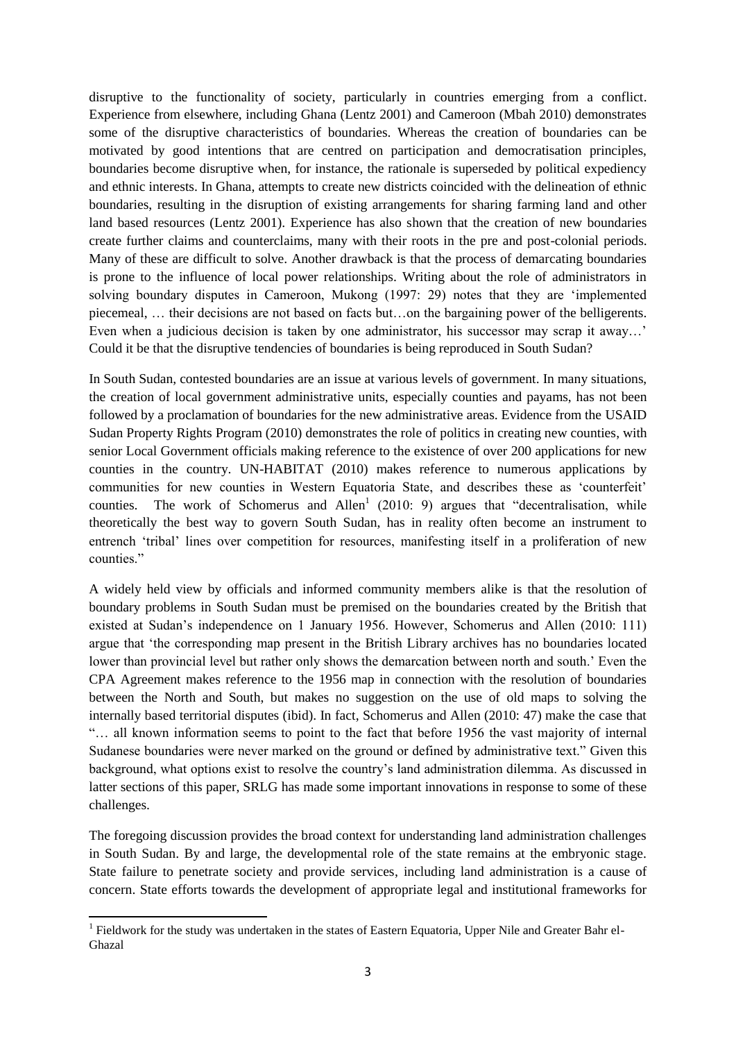disruptive to the functionality of society, particularly in countries emerging from a conflict. Experience from elsewhere, including Ghana (Lentz 2001) and Cameroon (Mbah 2010) demonstrates some of the disruptive characteristics of boundaries. Whereas the creation of boundaries can be motivated by good intentions that are centred on participation and democratisation principles, boundaries become disruptive when, for instance, the rationale is superseded by political expediency and ethnic interests. In Ghana, attempts to create new districts coincided with the delineation of ethnic boundaries, resulting in the disruption of existing arrangements for sharing farming land and other land based resources (Lentz 2001). Experience has also shown that the creation of new boundaries create further claims and counterclaims, many with their roots in the pre and post-colonial periods. Many of these are difficult to solve. Another drawback is that the process of demarcating boundaries is prone to the influence of local power relationships. Writing about the role of administrators in solving boundary disputes in Cameroon, Mukong (1997: 29) notes that they are 'implemented piecemeal, … their decisions are not based on facts but…on the bargaining power of the belligerents. Even when a judicious decision is taken by one administrator, his successor may scrap it away…' Could it be that the disruptive tendencies of boundaries is being reproduced in South Sudan?

In South Sudan, contested boundaries are an issue at various levels of government. In many situations, the creation of local government administrative units, especially counties and payams, has not been followed by a proclamation of boundaries for the new administrative areas. Evidence from the USAID Sudan Property Rights Program (2010) demonstrates the role of politics in creating new counties, with senior Local Government officials making reference to the existence of over 200 applications for new counties in the country. UN-HABITAT (2010) makes reference to numerous applications by communities for new counties in Western Equatoria State, and describes these as 'counterfeit' counties. The work of Schomerus and Allen[1] (2010: 9) argues that "decentralisation, while theoretically the best way to govern South Sudan, has in reality often become an instrument to entrench 'tribal' lines over competition for resources, manifesting itself in a proliferation of new counties."

A widely held view by officials and informed community members alike is that the resolution of boundary problems in South Sudan must be premised on the boundaries created by the British that existed at Sudan's independence on 1 January 1956. However, Schomerus and Allen (2010: 111) argue that 'the corresponding map present in the British Library archives has no boundaries located lower than provincial level but rather only shows the demarcation between north and south.' Even the CPA Agreement makes reference to the 1956 map in connection with the resolution of boundaries between the North and South, but makes no suggestion on the use of old maps to solving the internally based territorial disputes (ibid). In fact, Schomerus and Allen (2010: 47) make the case that "… all known information seems to point to the fact that before 1956 the vast majority of internal Sudanese boundaries were never marked on the ground or defined by administrative text." Given this background, what options exist to resolve the country's land administration dilemma. As discussed in latter sections of this paper, SRLG has made some important innovations in response to some of these challenges.

The foregoing discussion provides the broad context for understanding land administration challenges in South Sudan. By and large, the developmental role of the state remains at the embryonic stage. State failure to penetrate society and provide services, including land administration is a cause of concern. State efforts towards the development of appropriate legal and institutional frameworks for

[1] Fieldwork for the study was undertaken in the states of Eastern Equatoria, Upper Nile and Greater Bahr el-Ghazal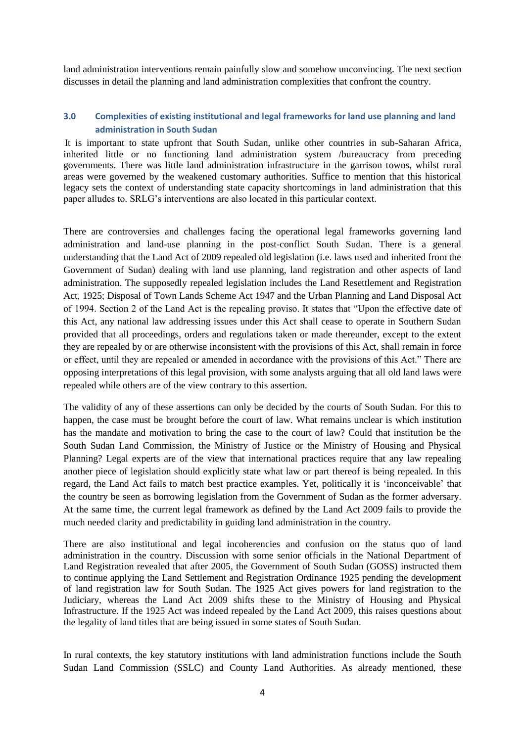land administration interventions remain painfully slow and somehow unconvincing. The next section discusses in detail the planning and land administration complexities that confront the country.

### 3.0 Complexities of existing institutional and legal frameworks for land use planning and land administration in South Sudan

It is important to state upfront that South Sudan, unlike other countries in sub-Saharan Africa, inherited little or no functioning land administration system /bureaucracy from preceding governments. There was little land administration infrastructure in the garrison towns, whilst rural areas were governed by the weakened customary authorities. Suffice to mention that this historical legacy sets the context of understanding state capacity shortcomings in land administration that this paper alludes to. SRLG's interventions are also located in this particular context.

There are controversies and challenges facing the operational legal frameworks governing land administration and land-use planning in the post-conflict South Sudan. There is a general understanding that the Land Act of 2009 repealed old legislation (i.e. laws used and inherited from the Government of Sudan) dealing with land use planning, land registration and other aspects of land administration. The supposedly repealed legislation includes the Land Resettlement and Registration Act, 1925; Disposal of Town Lands Scheme Act 1947 and the Urban Planning and Land Disposal Act of 1994. Section 2 of the Land Act is the repealing proviso. It states that "Upon the effective date of this Act, any national law addressing issues under this Act shall cease to operate in Southern Sudan provided that all proceedings, orders and regulations taken or made thereunder, except to the extent they are repealed by or are otherwise inconsistent with the provisions of this Act, shall remain in force or effect, until they are repealed or amended in accordance with the provisions of this Act." There are opposing interpretations of this legal provision, with some analysts arguing that all old land laws were repealed while others are of the view contrary to this assertion.

The validity of any of these assertions can only be decided by the courts of South Sudan. For this to happen, the case must be brought before the court of law. What remains unclear is which institution has the mandate and motivation to bring the case to the court of law? Could that institution be the South Sudan Land Commission, the Ministry of Justice or the Ministry of Housing and Physical Planning? Legal experts are of the view that international practices require that any law repealing another piece of legislation should explicitly state what law or part thereof is being repealed. In this regard, the Land Act fails to match best practice examples. Yet, politically it is 'inconceivable' that the country be seen as borrowing legislation from the Government of Sudan as the former adversary. At the same time, the current legal framework as defined by the Land Act 2009 fails to provide the much needed clarity and predictability in guiding land administration in the country.

There are also institutional and legal incoherencies and confusion on the status quo of land administration in the country. Discussion with some senior officials in the National Department of Land Registration revealed that after 2005, the Government of South Sudan (GOSS) instructed them to continue applying the Land Settlement and Registration Ordinance 1925 pending the development of land registration law for South Sudan. The 1925 Act gives powers for land registration to the Judiciary, whereas the Land Act 2009 shifts these to the Ministry of Housing and Physical Infrastructure. If the 1925 Act was indeed repealed by the Land Act 2009, this raises questions about the legality of land titles that are being issued in some states of South Sudan.

In rural contexts, the key statutory institutions with land administration functions include the South Sudan Land Commission (SSLC) and County Land Authorities. As already mentioned, these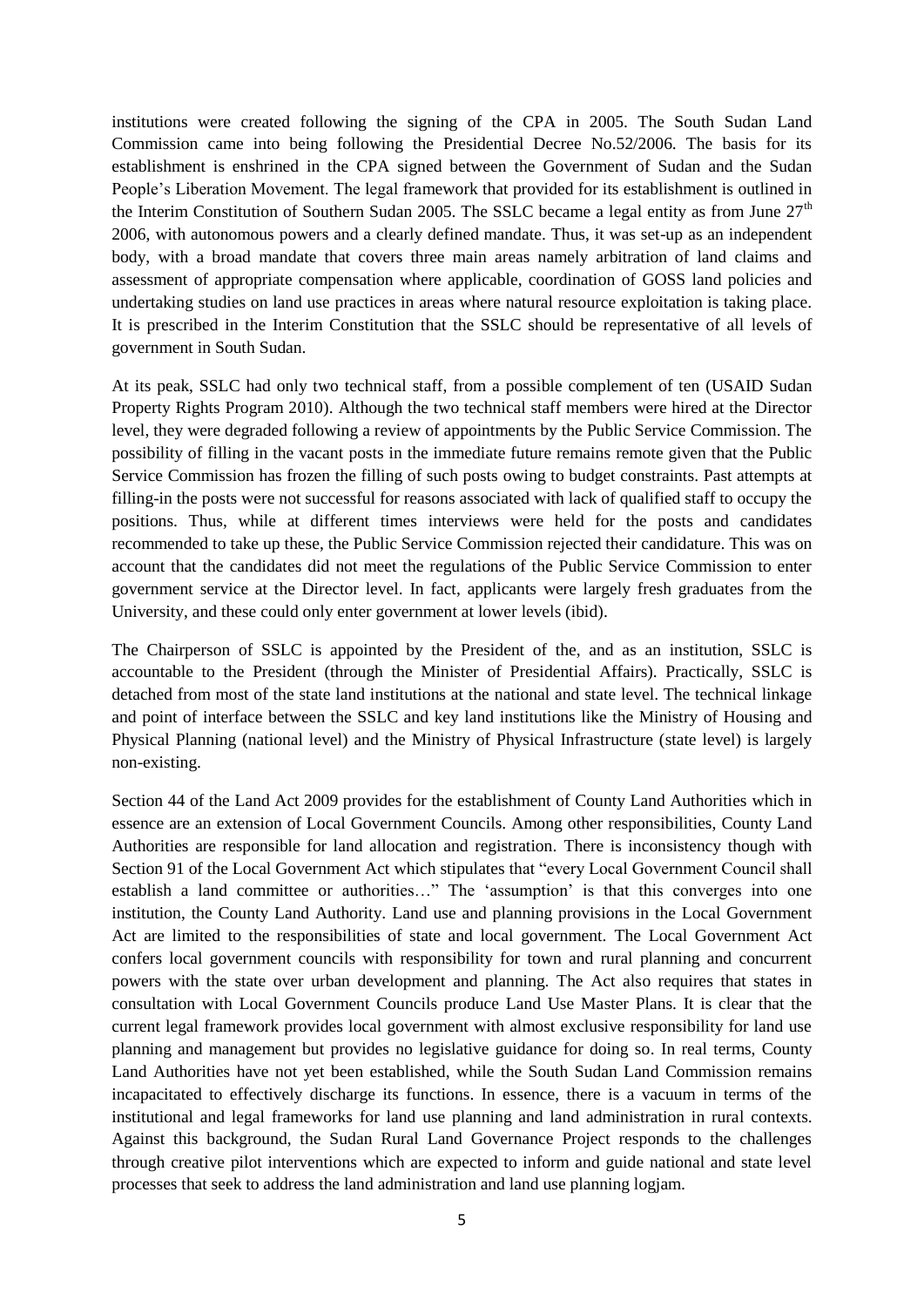institutions were created following the signing of the CPA in 2005. The South Sudan Land Commission came into being following the Presidential Decree No.52/2006. The basis for its establishment is enshrined in the CPA signed between the Government of Sudan and the Sudan People's Liberation Movement. The legal framework that provided for its establishment is outlined in the Interim Constitution of Southern Sudan 2005. The SSLC became a legal entity as from June 27th 2006, with autonomous powers and a clearly defined mandate. Thus, it was set-up as an independent body, with a broad mandate that covers three main areas namely arbitration of land claims and assessment of appropriate compensation where applicable, coordination of GOSS land policies and undertaking studies on land use practices in areas where natural resource exploitation is taking place. It is prescribed in the Interim Constitution that the SSLC should be representative of all levels of government in South Sudan.

At its peak, SSLC had only two technical staff, from a possible complement of ten (USAID Sudan Property Rights Program 2010). Although the two technical staff members were hired at the Director level, they were degraded following a review of appointments by the Public Service Commission. The possibility of filling in the vacant posts in the immediate future remains remote given that the Public Service Commission has frozen the filling of such posts owing to budget constraints. Past attempts at filling-in the posts were not successful for reasons associated with lack of qualified staff to occupy the positions. Thus, while at different times interviews were held for the posts and candidates recommended to take up these, the Public Service Commission rejected their candidature. This was on account that the candidates did not meet the regulations of the Public Service Commission to enter government service at the Director level. In fact, applicants were largely fresh graduates from the University, and these could only enter government at lower levels (ibid).

The Chairperson of SSLC is appointed by the President of the, and as an institution, SSLC is accountable to the President (through the Minister of Presidential Affairs). Practically, SSLC is detached from most of the state land institutions at the national and state level. The technical linkage and point of interface between the SSLC and key land institutions like the Ministry of Housing and Physical Planning (national level) and the Ministry of Physical Infrastructure (state level) is largely non-existing.

Section 44 of the Land Act 2009 provides for the establishment of County Land Authorities which in essence are an extension of Local Government Councils. Among other responsibilities, County Land Authorities are responsible for land allocation and registration. There is inconsistency though with Section 91 of the Local Government Act which stipulates that "every Local Government Council shall establish a land committee or authorities…" The 'assumption' is that this converges into one institution, the County Land Authority. Land use and planning provisions in the Local Government Act are limited to the responsibilities of state and local government. The Local Government Act confers local government councils with responsibility for town and rural planning and concurrent powers with the state over urban development and planning. The Act also requires that states in consultation with Local Government Councils produce Land Use Master Plans. It is clear that the current legal framework provides local government with almost exclusive responsibility for land use planning and management but provides no legislative guidance for doing so. In real terms, County Land Authorities have not yet been established, while the South Sudan Land Commission remains incapacitated to effectively discharge its functions. In essence, there is a vacuum in terms of the institutional and legal frameworks for land use planning and land administration in rural contexts. Against this background, the Sudan Rural Land Governance Project responds to the challenges through creative pilot interventions which are expected to inform and guide national and state level processes that seek to address the land administration and land use planning logjam.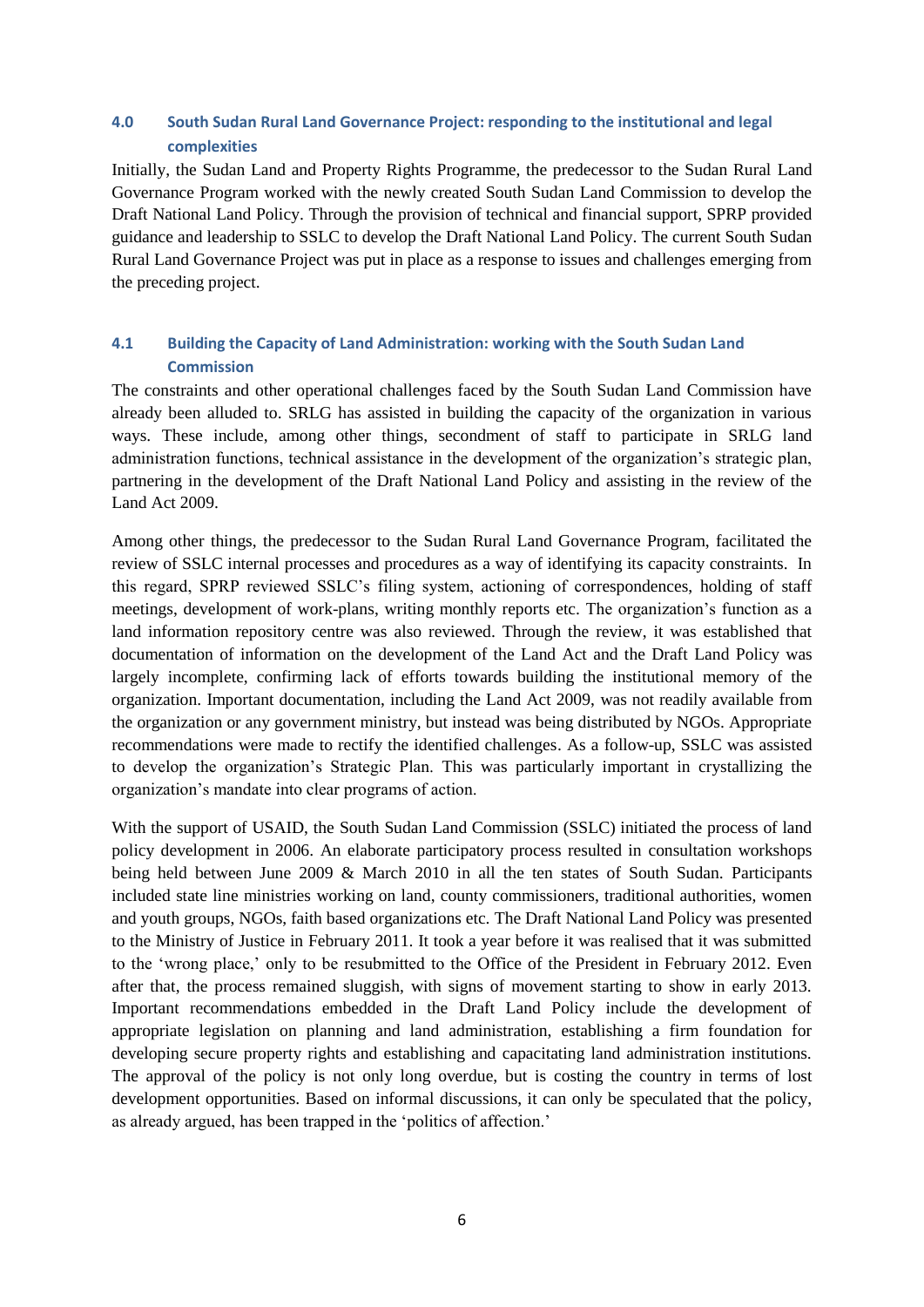## 4.0 South Sudan Rural Land Governance Project: responding to the institutional and legal complexities

Initially, the Sudan Land and Property Rights Programme, the predecessor to the Sudan Rural Land Governance Program worked with the newly created South Sudan Land Commission to develop the Draft National Land Policy. Through the provision of technical and financial support, SPRP provided guidance and leadership to SSLC to develop the Draft National Land Policy. The current South Sudan Rural Land Governance Project was put in place as a response to issues and challenges emerging from the preceding project.

### 4.1 Building the Capacity of Land Administration: working with the South Sudan Land Commission

The constraints and other operational challenges faced by the South Sudan Land Commission have already been alluded to. SRLG has assisted in building the capacity of the organization in various ways. These include, among other things, secondment of staff to participate in SRLG land administration functions, technical assistance in the development of the organization's strategic plan, partnering in the development of the Draft National Land Policy and assisting in the review of the Land Act 2009.

Among other things, the predecessor to the Sudan Rural Land Governance Program, facilitated the review of SSLC internal processes and procedures as a way of identifying its capacity constraints. In this regard, SPRP reviewed SSLC's filing system, actioning of correspondences, holding of staff meetings, development of work-plans, writing monthly reports etc. The organization's function as a land information repository centre was also reviewed. Through the review, it was established that documentation of information on the development of the Land Act and the Draft Land Policy was largely incomplete, confirming lack of efforts towards building the institutional memory of the organization. Important documentation, including the Land Act 2009, was not readily available from the organization or any government ministry, but instead was being distributed by NGOs. Appropriate recommendations were made to rectify the identified challenges. As a follow-up, SSLC was assisted to develop the organization's Strategic Plan. This was particularly important in crystallizing the organization's mandate into clear programs of action.

With the support of USAID, the South Sudan Land Commission (SSLC) initiated the process of land policy development in 2006. An elaborate participatory process resulted in consultation workshops being held between June 2009 & March 2010 in all the ten states of South Sudan. Participants included state line ministries working on land, county commissioners, traditional authorities, women and youth groups, NGOs, faith based organizations etc. The Draft National Land Policy was presented to the Ministry of Justice in February 2011. It took a year before it was realised that it was submitted to the 'wrong place,' only to be resubmitted to the Office of the President in February 2012. Even after that, the process remained sluggish, with signs of movement starting to show in early 2013. Important recommendations embedded in the Draft Land Policy include the development of appropriate legislation on planning and land administration, establishing a firm foundation for developing secure property rights and establishing and capacitating land administration institutions. The approval of the policy is not only long overdue, but is costing the country in terms of lost development opportunities. Based on informal discussions, it can only be speculated that the policy, as already argued, has been trapped in the 'politics of affection.'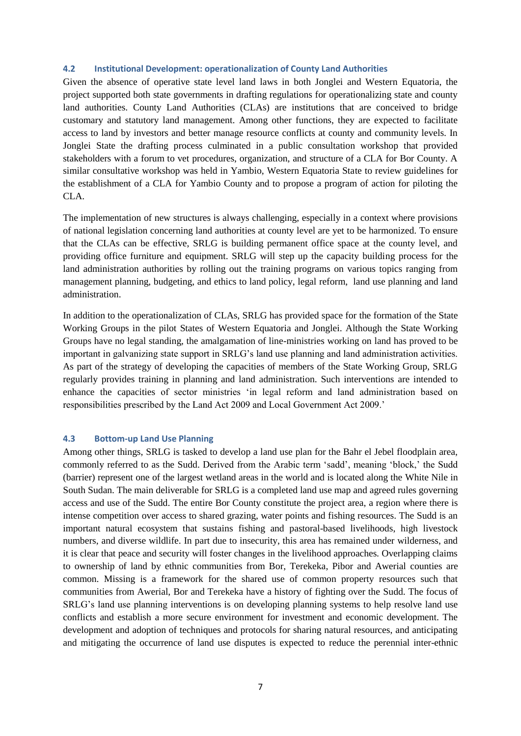### 4.2 Institutional Development: operationalization of County Land Authorities

Given the absence of operative state level land laws in both Jonglei and Western Equatoria, the project supported both state governments in drafting regulations for operationalizing state and county land authorities. County Land Authorities (CLAs) are institutions that are conceived to bridge customary and statutory land management. Among other functions, they are expected to facilitate access to land by investors and better manage resource conflicts at county and community levels. In Jonglei State the drafting process culminated in a public consultation workshop that provided stakeholders with a forum to vet procedures, organization, and structure of a CLA for Bor County. A similar consultative workshop was held in Yambio, Western Equatoria State to review guidelines for the establishment of a CLA for Yambio County and to propose a program of action for piloting the CLA.

The implementation of new structures is always challenging, especially in a context where provisions of national legislation concerning land authorities at county level are yet to be harmonized. To ensure that the CLAs can be effective, SRLG is building permanent office space at the county level, and providing office furniture and equipment. SRLG will step up the capacity building process for the land administration authorities by rolling out the training programs on various topics ranging from management planning, budgeting, and ethics to land policy, legal reform, land use planning and land administration.

In addition to the operationalization of CLAs, SRLG has provided space for the formation of the State Working Groups in the pilot States of Western Equatoria and Jonglei. Although the State Working Groups have no legal standing, the amalgamation of line-ministries working on land has proved to be important in galvanizing state support in SRLG's land use planning and land administration activities. As part of the strategy of developing the capacities of members of the State Working Group, SRLG regularly provides training in planning and land administration. Such interventions are intended to enhance the capacities of sector ministries 'in legal reform and land administration based on responsibilities prescribed by the Land Act 2009 and Local Government Act 2009.'

### 4.3 Bottom-up Land Use Planning

Among other things, SRLG is tasked to develop a land use plan for the Bahr el Jebel floodplain area, commonly referred to as the Sudd. Derived from the Arabic term 'sadd', meaning 'block,' the Sudd (barrier) represent one of the largest wetland areas in the world and is located along the White Nile in South Sudan. The main deliverable for SRLG is a completed land use map and agreed rules governing access and use of the Sudd. The entire Bor County constitute the project area, a region where there is intense competition over access to shared grazing, water points and fishing resources. The Sudd is an important natural ecosystem that sustains fishing and pastoral-based livelihoods, high livestock numbers, and diverse wildlife. In part due to insecurity, this area has remained under wilderness, and it is clear that peace and security will foster changes in the livelihood approaches. Overlapping claims to ownership of land by ethnic communities from Bor, Terekeka, Pibor and Awerial counties are common. Missing is a framework for the shared use of common property resources such that communities from Awerial, Bor and Terekeka have a history of fighting over the Sudd. The focus of SRLG's land use planning interventions is on developing planning systems to help resolve land use conflicts and establish a more secure environment for investment and economic development. The development and adoption of techniques and protocols for sharing natural resources, and anticipating and mitigating the occurrence of land use disputes is expected to reduce the perennial inter-ethnic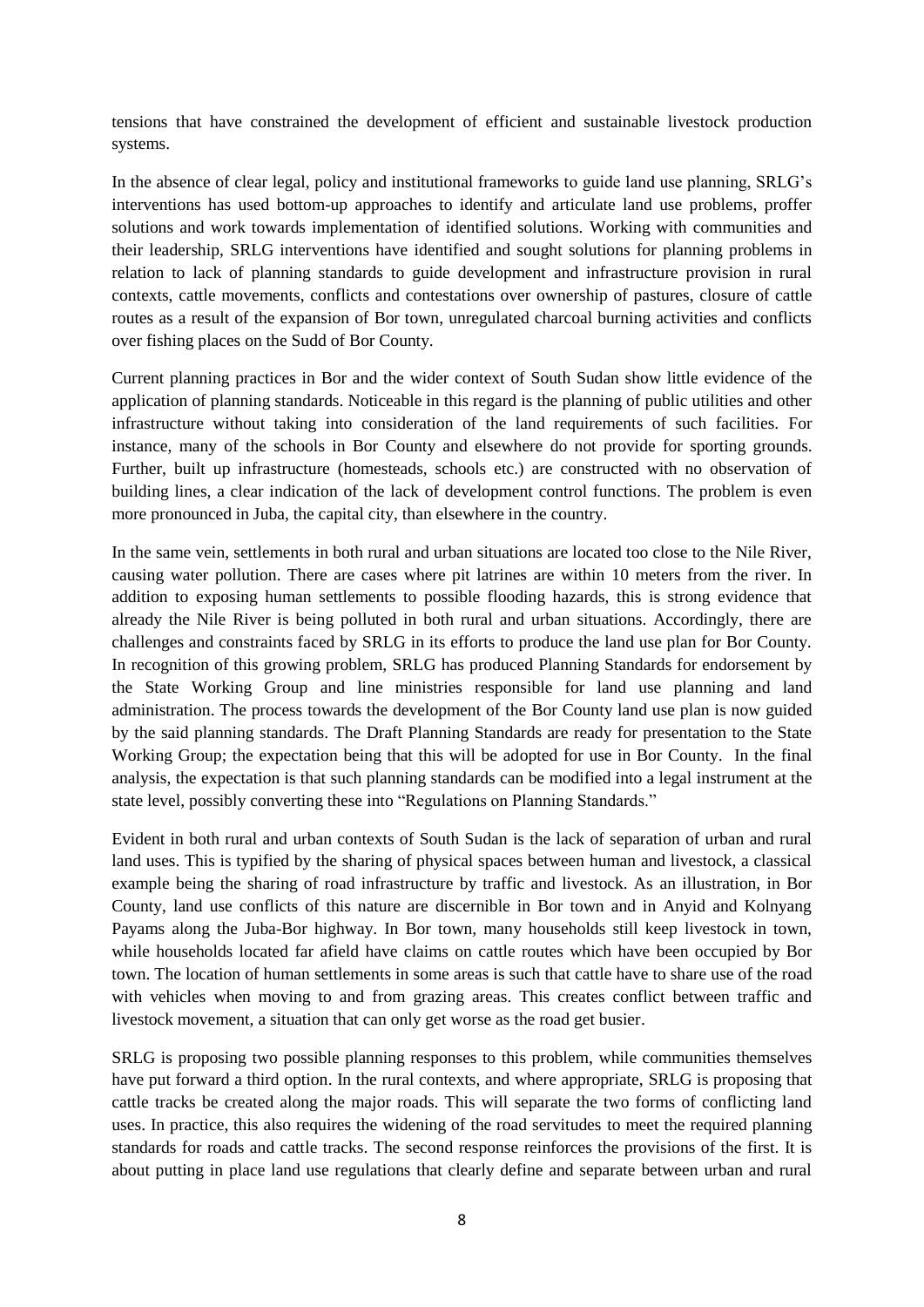tensions that have constrained the development of efficient and sustainable livestock production systems.

In the absence of clear legal, policy and institutional frameworks to guide land use planning, SRLG's interventions has used bottom-up approaches to identify and articulate land use problems, proffer solutions and work towards implementation of identified solutions. Working with communities and their leadership, SRLG interventions have identified and sought solutions for planning problems in relation to lack of planning standards to guide development and infrastructure provision in rural contexts, cattle movements, conflicts and contestations over ownership of pastures, closure of cattle routes as a result of the expansion of Bor town, unregulated charcoal burning activities and conflicts over fishing places on the Sudd of Bor County.

Current planning practices in Bor and the wider context of South Sudan show little evidence of the application of planning standards. Noticeable in this regard is the planning of public utilities and other infrastructure without taking into consideration of the land requirements of such facilities. For instance, many of the schools in Bor County and elsewhere do not provide for sporting grounds. Further, built up infrastructure (homesteads, schools etc.) are constructed with no observation of building lines, a clear indication of the lack of development control functions. The problem is even more pronounced in Juba, the capital city, than elsewhere in the country.

In the same vein, settlements in both rural and urban situations are located too close to the Nile River, causing water pollution. There are cases where pit latrines are within 10 meters from the river. In addition to exposing human settlements to possible flooding hazards, this is strong evidence that already the Nile River is being polluted in both rural and urban situations. Accordingly, there are challenges and constraints faced by SRLG in its efforts to produce the land use plan for Bor County. In recognition of this growing problem, SRLG has produced Planning Standards for endorsement by the State Working Group and line ministries responsible for land use planning and land administration. The process towards the development of the Bor County land use plan is now guided by the said planning standards. The Draft Planning Standards are ready for presentation to the State Working Group; the expectation being that this will be adopted for use in Bor County. In the final analysis, the expectation is that such planning standards can be modified into a legal instrument at the state level, possibly converting these into "Regulations on Planning Standards."

Evident in both rural and urban contexts of South Sudan is the lack of separation of urban and rural land uses. This is typified by the sharing of physical spaces between human and livestock, a classical example being the sharing of road infrastructure by traffic and livestock. As an illustration, in Bor County, land use conflicts of this nature are discernible in Bor town and in Anyid and Kolnyang Payams along the Juba-Bor highway. In Bor town, many households still keep livestock in town, while households located far afield have claims on cattle routes which have been occupied by Bor town. The location of human settlements in some areas is such that cattle have to share use of the road with vehicles when moving to and from grazing areas. This creates conflict between traffic and livestock movement, a situation that can only get worse as the road get busier.

SRLG is proposing two possible planning responses to this problem, while communities themselves have put forward a third option. In the rural contexts, and where appropriate, SRLG is proposing that cattle tracks be created along the major roads. This will separate the two forms of conflicting land uses. In practice, this also requires the widening of the road servitudes to meet the required planning standards for roads and cattle tracks. The second response reinforces the provisions of the first. It is about putting in place land use regulations that clearly define and separate between urban and rural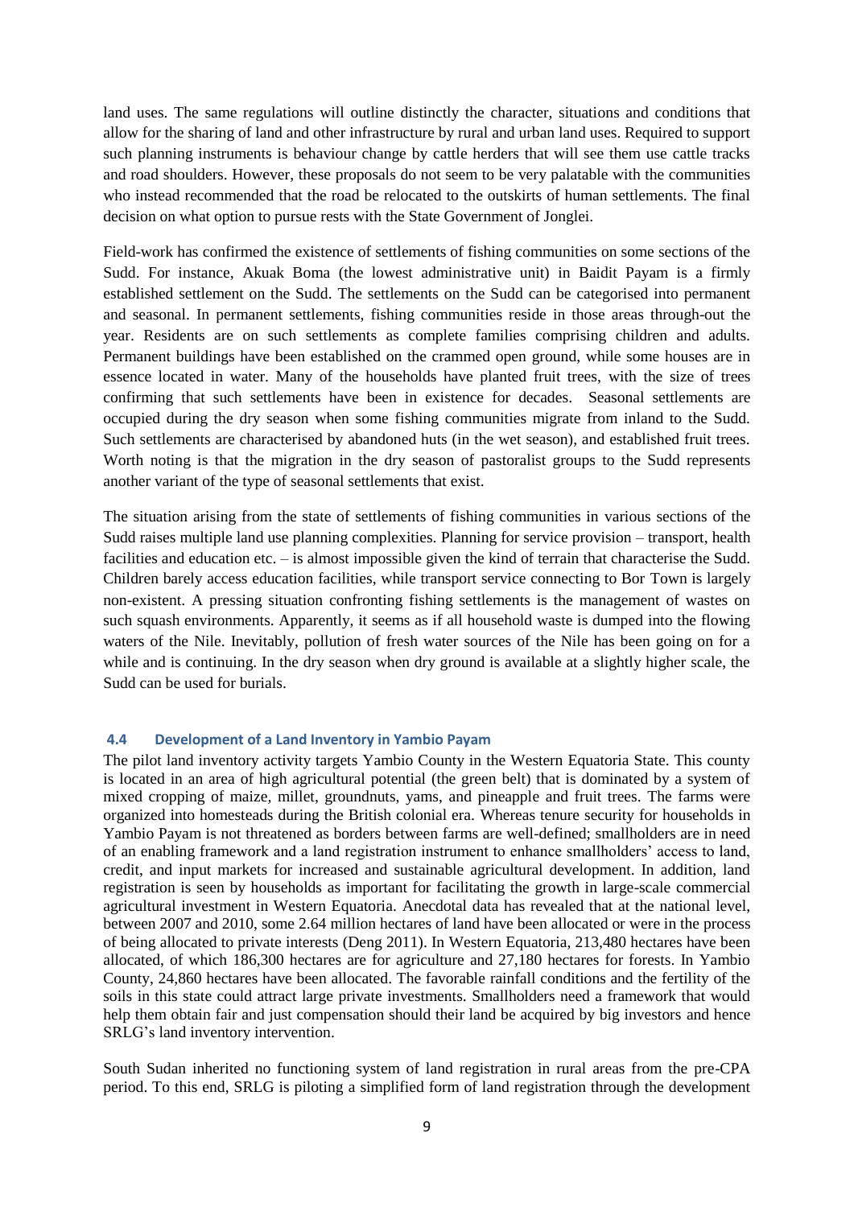land uses. The same regulations will outline distinctly the character, situations and conditions that allow for the sharing of land and other infrastructure by rural and urban land uses. Required to support such planning instruments is behaviour change by cattle herders that will see them use cattle tracks and road shoulders. However, these proposals do not seem to be very palatable with the communities who instead recommended that the road be relocated to the outskirts of human settlements. The final decision on what option to pursue rests with the State Government of Jonglei.

Field-work has confirmed the existence of settlements of fishing communities on some sections of the Sudd. For instance, Akuak Boma (the lowest administrative unit) in Baidit Payam is a firmly established settlement on the Sudd. The settlements on the Sudd can be categorised into permanent and seasonal. In permanent settlements, fishing communities reside in those areas through-out the year. Residents are on such settlements as complete families comprising children and adults. Permanent buildings have been established on the crammed open ground, while some houses are in essence located in water. Many of the households have planted fruit trees, with the size of trees confirming that such settlements have been in existence for decades. Seasonal settlements are occupied during the dry season when some fishing communities migrate from inland to the Sudd. Such settlements are characterised by abandoned huts (in the wet season), and established fruit trees. Worth noting is that the migration in the dry season of pastoralist groups to the Sudd represents another variant of the type of seasonal settlements that exist.

The situation arising from the state of settlements of fishing communities in various sections of the Sudd raises multiple land use planning complexities. Planning for service provision – transport, health facilities and education etc. – is almost impossible given the kind of terrain that characterise the Sudd. Children barely access education facilities, while transport service connecting to Bor Town is largely non-existent. A pressing situation confronting fishing settlements is the management of wastes on such squash environments. Apparently, it seems as if all household waste is dumped into the flowing waters of the Nile. Inevitably, pollution of fresh water sources of the Nile has been going on for a while and is continuing. In the dry season when dry ground is available at a slightly higher scale, the Sudd can be used for burials.

### 4.4 Development of a Land Inventory in Yambio Payam

The pilot land inventory activity targets Yambio County in the Western Equatoria State. This county is located in an area of high agricultural potential (the green belt) that is dominated by a system of mixed cropping of maize, millet, groundnuts, yams, and pineapple and fruit trees. The farms were organized into homesteads during the British colonial era. Whereas tenure security for households in Yambio Payam is not threatened as borders between farms are well-defined; smallholders are in need of an enabling framework and a land registration instrument to enhance smallholders' access to land, credit, and input markets for increased and sustainable agricultural development. In addition, land registration is seen by households as important for facilitating the growth in large-scale commercial agricultural investment in Western Equatoria. Anecdotal data has revealed that at the national level, between 2007 and 2010, some 2.64 million hectares of land have been allocated or were in the process of being allocated to private interests (Deng 2011). In Western Equatoria, 213,480 hectares have been allocated, of which 186,300 hectares are for agriculture and 27,180 hectares for forests. In Yambio County, 24,860 hectares have been allocated. The favorable rainfall conditions and the fertility of the soils in this state could attract large private investments. Smallholders need a framework that would help them obtain fair and just compensation should their land be acquired by big investors and hence SRLG's land inventory intervention.

South Sudan inherited no functioning system of land registration in rural areas from the pre-CPA period. To this end, SRLG is piloting a simplified form of land registration through the development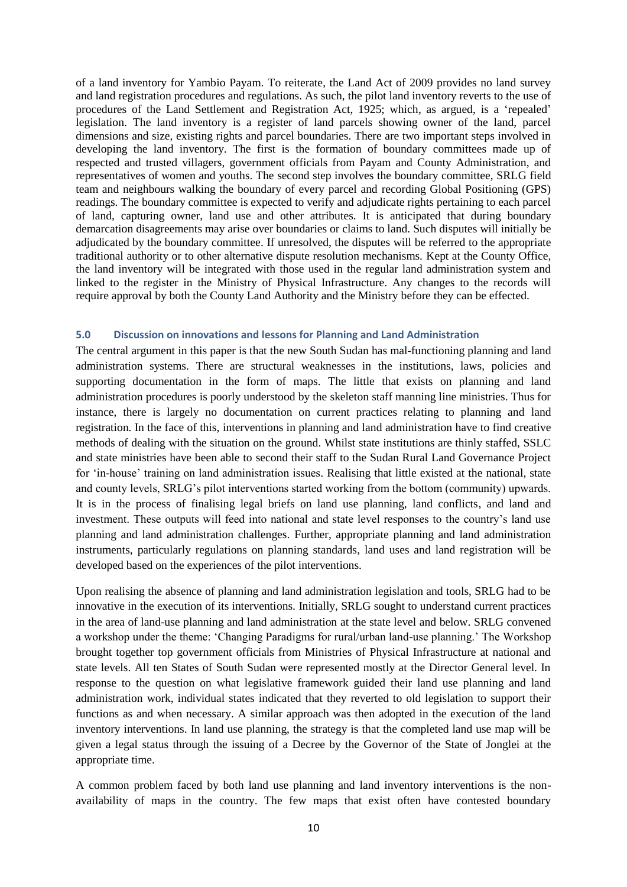of a land inventory for Yambio Payam. To reiterate, the Land Act of 2009 provides no land survey and land registration procedures and regulations. As such, the pilot land inventory reverts to the use of procedures of the Land Settlement and Registration Act, 1925; which, as argued, is a 'repealed' legislation. The land inventory is a register of land parcels showing owner of the land, parcel dimensions and size, existing rights and parcel boundaries. There are two important steps involved in developing the land inventory. The first is the formation of boundary committees made up of respected and trusted villagers, government officials from Payam and County Administration, and representatives of women and youths. The second step involves the boundary committee, SRLG field team and neighbours walking the boundary of every parcel and recording Global Positioning (GPS) readings. The boundary committee is expected to verify and adjudicate rights pertaining to each parcel of land, capturing owner, land use and other attributes. It is anticipated that during boundary demarcation disagreements may arise over boundaries or claims to land. Such disputes will initially be adjudicated by the boundary committee. If unresolved, the disputes will be referred to the appropriate traditional authority or to other alternative dispute resolution mechanisms. Kept at the County Office, the land inventory will be integrated with those used in the regular land administration system and linked to the register in the Ministry of Physical Infrastructure. Any changes to the records will require approval by both the County Land Authority and the Ministry before they can be effected.

## 5.0 Discussion on innovations and lessons for Planning and Land Administration

The central argument in this paper is that the new South Sudan has mal-functioning planning and land administration systems. There are structural weaknesses in the institutions, laws, policies and supporting documentation in the form of maps. The little that exists on planning and land administration procedures is poorly understood by the skeleton staff manning line ministries. Thus for instance, there is largely no documentation on current practices relating to planning and land registration. In the face of this, interventions in planning and land administration have to find creative methods of dealing with the situation on the ground. Whilst state institutions are thinly staffed, SSLC and state ministries have been able to second their staff to the Sudan Rural Land Governance Project for 'in-house' training on land administration issues. Realising that little existed at the national, state and county levels, SRLG's pilot interventions started working from the bottom (community) upwards. It is in the process of finalising legal briefs on land use planning, land conflicts, and land and investment. These outputs will feed into national and state level responses to the country's land use planning and land administration challenges. Further, appropriate planning and land administration instruments, particularly regulations on planning standards, land uses and land registration will be developed based on the experiences of the pilot interventions.

Upon realising the absence of planning and land administration legislation and tools, SRLG had to be innovative in the execution of its interventions. Initially, SRLG sought to understand current practices in the area of land-use planning and land administration at the state level and below. SRLG convened a workshop under the theme: 'Changing Paradigms for rural/urban land-use planning.' The Workshop brought together top government officials from Ministries of Physical Infrastructure at national and state levels. All ten States of South Sudan were represented mostly at the Director General level. In response to the question on what legislative framework guided their land use planning and land administration work, individual states indicated that they reverted to old legislation to support their functions as and when necessary. A similar approach was then adopted in the execution of the land inventory interventions. In land use planning, the strategy is that the completed land use map will be given a legal status through the issuing of a Decree by the Governor of the State of Jonglei at the appropriate time.

A common problem faced by both land use planning and land inventory interventions is the non-availability of maps in the country. The few maps that exist often have contested boundary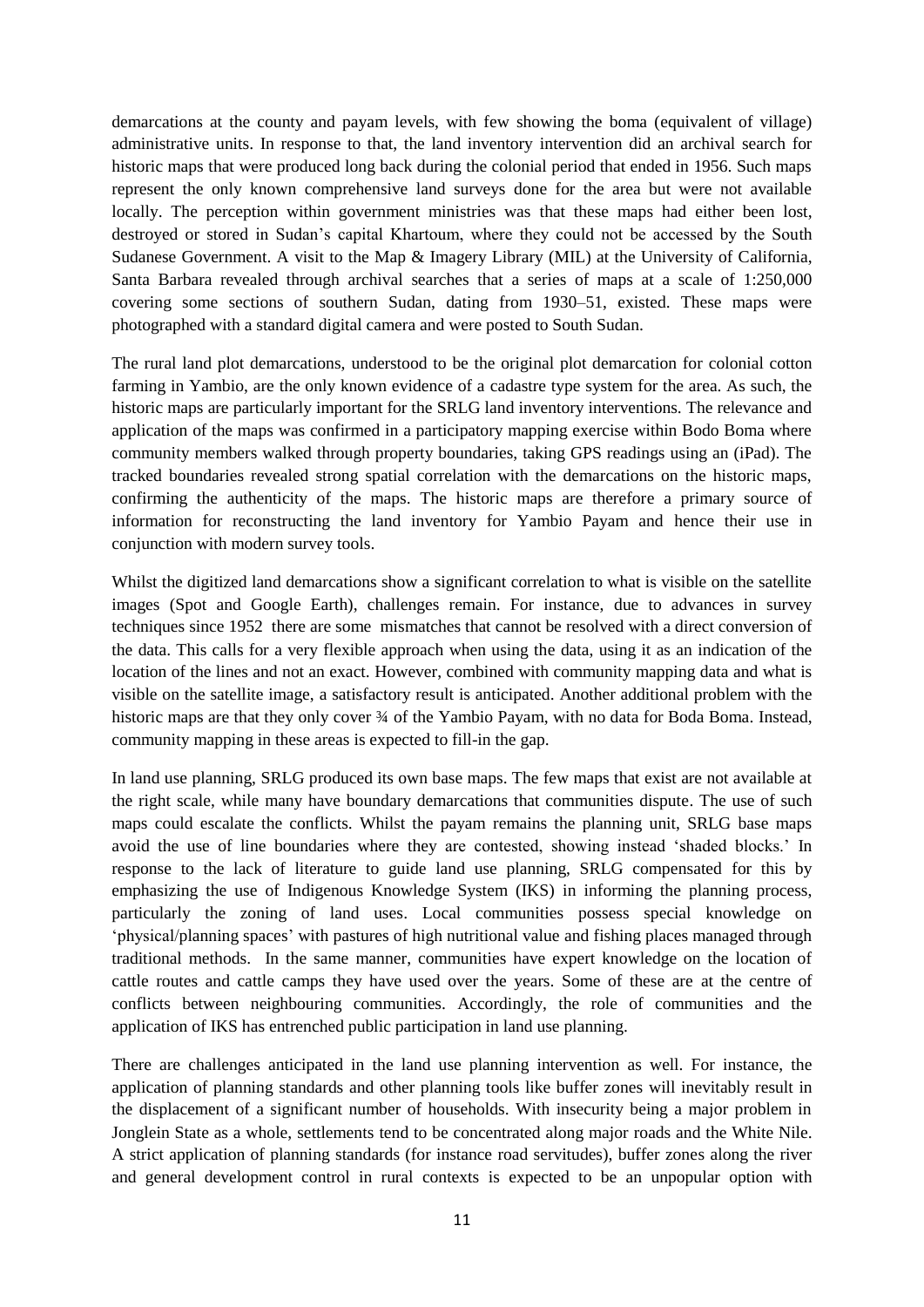demarcations at the county and payam levels, with few showing the boma (equivalent of village) administrative units. In response to that, the land inventory intervention did an archival search for historic maps that were produced long back during the colonial period that ended in 1956. Such maps represent the only known comprehensive land surveys done for the area but were not available locally. The perception within government ministries was that these maps had either been lost, destroyed or stored in Sudan's capital Khartoum, where they could not be accessed by the South Sudanese Government. A visit to the Map & Imagery Library (MIL) at the University of California, Santa Barbara revealed through archival searches that a series of maps at a scale of 1:250,000 covering some sections of southern Sudan, dating from 1930–51, existed. These maps were photographed with a standard digital camera and were posted to South Sudan.

The rural land plot demarcations, understood to be the original plot demarcation for colonial cotton farming in Yambio, are the only known evidence of a cadastre type system for the area. As such, the historic maps are particularly important for the SRLG land inventory interventions. The relevance and application of the maps was confirmed in a participatory mapping exercise within Bodo Boma where community members walked through property boundaries, taking GPS readings using an (iPad). The tracked boundaries revealed strong spatial correlation with the demarcations on the historic maps, confirming the authenticity of the maps. The historic maps are therefore a primary source of information for reconstructing the land inventory for Yambio Payam and hence their use in conjunction with modern survey tools.

Whilst the digitized land demarcations show a significant correlation to what is visible on the satellite images (Spot and Google Earth), challenges remain. For instance, due to advances in survey techniques since 1952 there are some mismatches that cannot be resolved with a direct conversion of the data. This calls for a very flexible approach when using the data, using it as an indication of the location of the lines and not an exact. However, combined with community mapping data and what is visible on the satellite image, a satisfactory result is anticipated. Another additional problem with the historic maps are that they only cover ¾ of the Yambio Payam, with no data for Boda Boma. Instead, community mapping in these areas is expected to fill-in the gap.

In land use planning, SRLG produced its own base maps. The few maps that exist are not available at the right scale, while many have boundary demarcations that communities dispute. The use of such maps could escalate the conflicts. Whilst the payam remains the planning unit, SRLG base maps avoid the use of line boundaries where they are contested, showing instead 'shaded blocks.' In response to the lack of literature to guide land use planning, SRLG compensated for this by emphasizing the use of Indigenous Knowledge System (IKS) in informing the planning process, particularly the zoning of land uses. Local communities possess special knowledge on 'physical/planning spaces' with pastures of high nutritional value and fishing places managed through traditional methods. In the same manner, communities have expert knowledge on the location of cattle routes and cattle camps they have used over the years. Some of these are at the centre of conflicts between neighbouring communities. Accordingly, the role of communities and the application of IKS has entrenched public participation in land use planning.

There are challenges anticipated in the land use planning intervention as well. For instance, the application of planning standards and other planning tools like buffer zones will inevitably result in the displacement of a significant number of households. With insecurity being a major problem in Jonglein State as a whole, settlements tend to be concentrated along major roads and the White Nile. A strict application of planning standards (for instance road servitudes), buffer zones along the river and general development control in rural contexts is expected to be an unpopular option with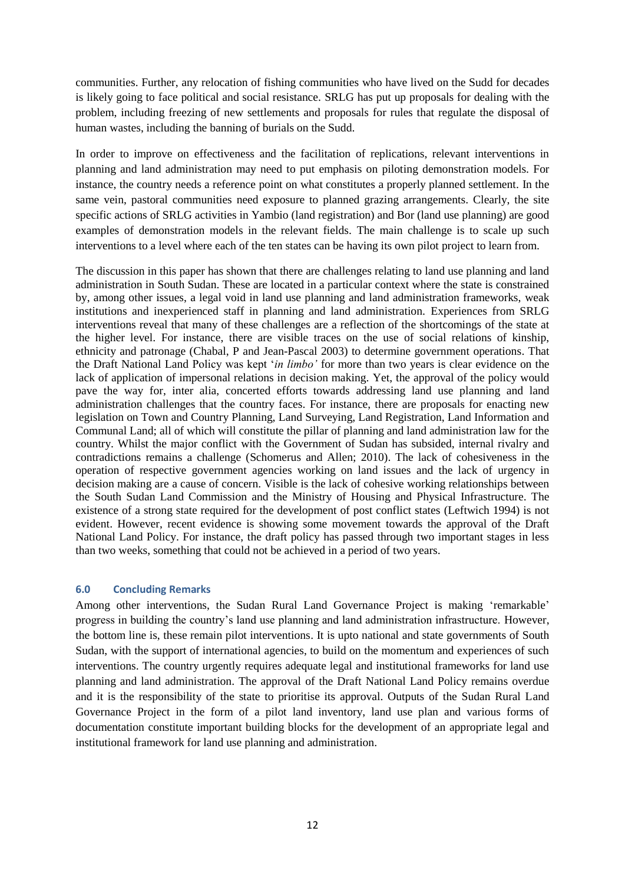communities. Further, any relocation of fishing communities who have lived on the Sudd for decades is likely going to face political and social resistance. SRLG has put up proposals for dealing with the problem, including freezing of new settlements and proposals for rules that regulate the disposal of human wastes, including the banning of burials on the Sudd.

In order to improve on effectiveness and the facilitation of replications, relevant interventions in planning and land administration may need to put emphasis on piloting demonstration models. For instance, the country needs a reference point on what constitutes a properly planned settlement. In the same vein, pastoral communities need exposure to planned grazing arrangements. Clearly, the site specific actions of SRLG activities in Yambio (land registration) and Bor (land use planning) are good examples of demonstration models in the relevant fields. The main challenge is to scale up such interventions to a level where each of the ten states can be having its own pilot project to learn from.

The discussion in this paper has shown that there are challenges relating to land use planning and land administration in South Sudan. These are located in a particular context where the state is constrained by, among other issues, a legal void in land use planning and land administration frameworks, weak institutions and inexperienced staff in planning and land administration. Experiences from SRLG interventions reveal that many of these challenges are a reflection of the shortcomings of the state at the higher level. For instance, there are visible traces on the use of social relations of kinship, ethnicity and patronage (Chabal, P and Jean-Pascal 2003) to determine government operations. That the Draft National Land Policy was kept '*in limbo'* for more than two years is clear evidence on the lack of application of impersonal relations in decision making. Yet, the approval of the policy would pave the way for, inter alia, concerted efforts towards addressing land use planning and land administration challenges that the country faces. For instance, there are proposals for enacting new legislation on Town and Country Planning, Land Surveying, Land Registration, Land Information and Communal Land; all of which will constitute the pillar of planning and land administration law for the country. Whilst the major conflict with the Government of Sudan has subsided, internal rivalry and contradictions remains a challenge (Schomerus and Allen; 2010). The lack of cohesiveness in the operation of respective government agencies working on land issues and the lack of urgency in decision making are a cause of concern. Visible is the lack of cohesive working relationships between the South Sudan Land Commission and the Ministry of Housing and Physical Infrastructure. The existence of a strong state required for the development of post conflict states (Leftwich 1994) is not evident. However, recent evidence is showing some movement towards the approval of the Draft National Land Policy. For instance, the draft policy has passed through two important stages in less than two weeks, something that could not be achieved in a period of two years.

## 6.0 Concluding Remarks

Among other interventions, the Sudan Rural Land Governance Project is making 'remarkable' progress in building the country's land use planning and land administration infrastructure. However, the bottom line is, these remain pilot interventions. It is upto national and state governments of South Sudan, with the support of international agencies, to build on the momentum and experiences of such interventions. The country urgently requires adequate legal and institutional frameworks for land use planning and land administration. The approval of the Draft National Land Policy remains overdue and it is the responsibility of the state to prioritise its approval. Outputs of the Sudan Rural Land Governance Project in the form of a pilot land inventory, land use plan and various forms of documentation constitute important building blocks for the development of an appropriate legal and institutional framework for land use planning and administration.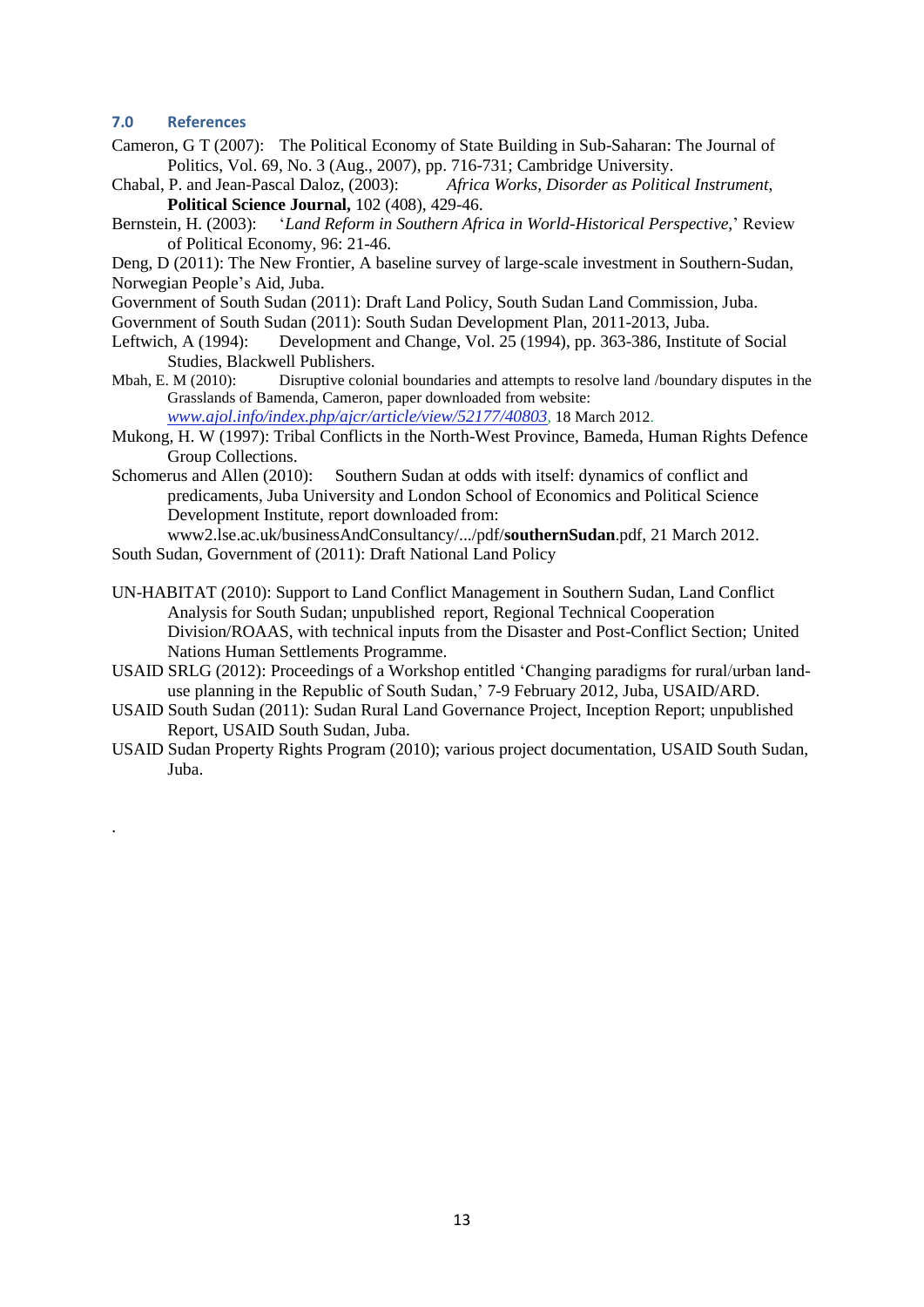## 7.0 References

Cameron, G T (2007): The Political Economy of State Building in Sub-Saharan: The Journal of Politics, Vol. 69, No. 3 (Aug., 2007), pp. 716-731; Cambridge University.

Chabal, P. and Jean-Pascal Daloz, (2003): *Africa Works, Disorder as Political Instrument*, **Political Science Journal,** 102 (408), 429-46.

Bernstein, H. (2003): '*Land Reform in Southern Africa in World-Historical Perspective,*' Review of Political Economy, 96: 21-46.

Deng, D (2011): The New Frontier, A baseline survey of large-scale investment in Southern-Sudan, Norwegian People's Aid, Juba.

Government of South Sudan (2011): Draft Land Policy, South Sudan Land Commission, Juba.

Government of South Sudan (2011): South Sudan Development Plan, 2011-2013, Juba.

Leftwich, A (1994): Development and Change, Vol. 25 (1994), pp. 363-386, Institute of Social Studies, Blackwell Publishers.

Mbah, E. M (2010): Disruptive colonial boundaries and attempts to resolve land /boundary disputes in the Grasslands of Bamenda, Cameron, paper downloaded from website: *www.ajol.info/index.php/ajcr/article/view/52177/40803*, 18 March 2012.

Mukong, H. W (1997): Tribal Conflicts in the North-West Province, Bameda, Human Rights Defence Group Collections.

Schomerus and Allen (2010): Southern Sudan at odds with itself: dynamics of conflict and predicaments, Juba University and London School of Economics and Political Science Development Institute, report downloaded from: www2.lse.ac.uk/businessAndConsultancy/.../pdf/**southernSudan**.pdf, 21 March 2012.

South Sudan, Government of (2011): Draft National Land Policy

UN-HABITAT (2010): Support to Land Conflict Management in Southern Sudan, Land Conflict Analysis for South Sudan; unpublished report, Regional Technical Cooperation Division/ROAAS, with technical inputs from the Disaster and Post-Conflict Section; United Nations Human Settlements Programme.

USAID SRLG (2012): Proceedings of a Workshop entitled 'Changing paradigms for rural/urban land-use planning in the Republic of South Sudan,' 7-9 February 2012, Juba, USAID/ARD.

USAID South Sudan (2011): Sudan Rural Land Governance Project, Inception Report; unpublished Report, USAID South Sudan, Juba.

USAID Sudan Property Rights Program (2010); various project documentation, USAID South Sudan, Juba.

.